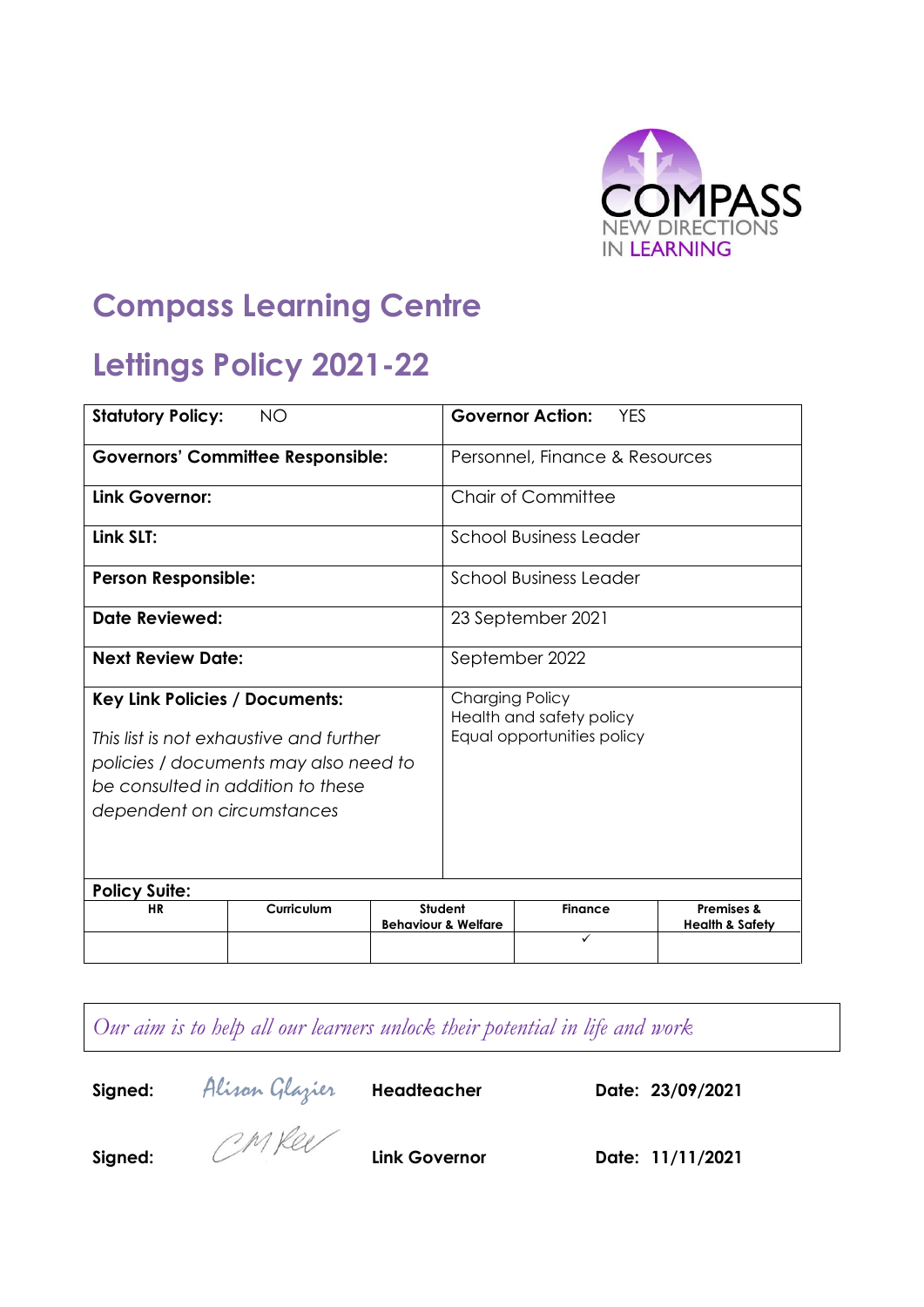COMPASS
NEW DIRECTIONS
IN LEARNING

# Compass Learning Centre

# Lettings Policy 2021-22

| **Statutory Policy:** NO | **Governor Action:** YES |
|---|---|
| **Governors' Committee Responsible:** | Personnel, Finance & Resources |
| **Link Governor:** | Chair of Committee |
| **Link SLT:** | School Business Leader |
| **Person Responsible:** | School Business Leader |
| **Date Reviewed:** | 23 September 2021 |
| **Next Review Date:** | September 2022 |
| **Key Link Policies / Documents:**<br><br>*This list is not exhaustive and further policies / documents may also need to be consulted in addition to these dependent on circumstances* | Charging Policy<br>Health and safety policy<br>Equal opportunities policy |

**Policy Suite:**

| HR | Curriculum | Student Behaviour & Welfare | Finance | Premises & Health & Safety |
|---|---|---|---|---|
| | | | ✓ | |

*Our aim is to help all our learners unlock their potential in life and work*

**Signed:** Alison Glazier **Headteacher** **Date: 23/09/2021**

**Signed:** CM Kel **Link Governor** **Date: 11/11/2021**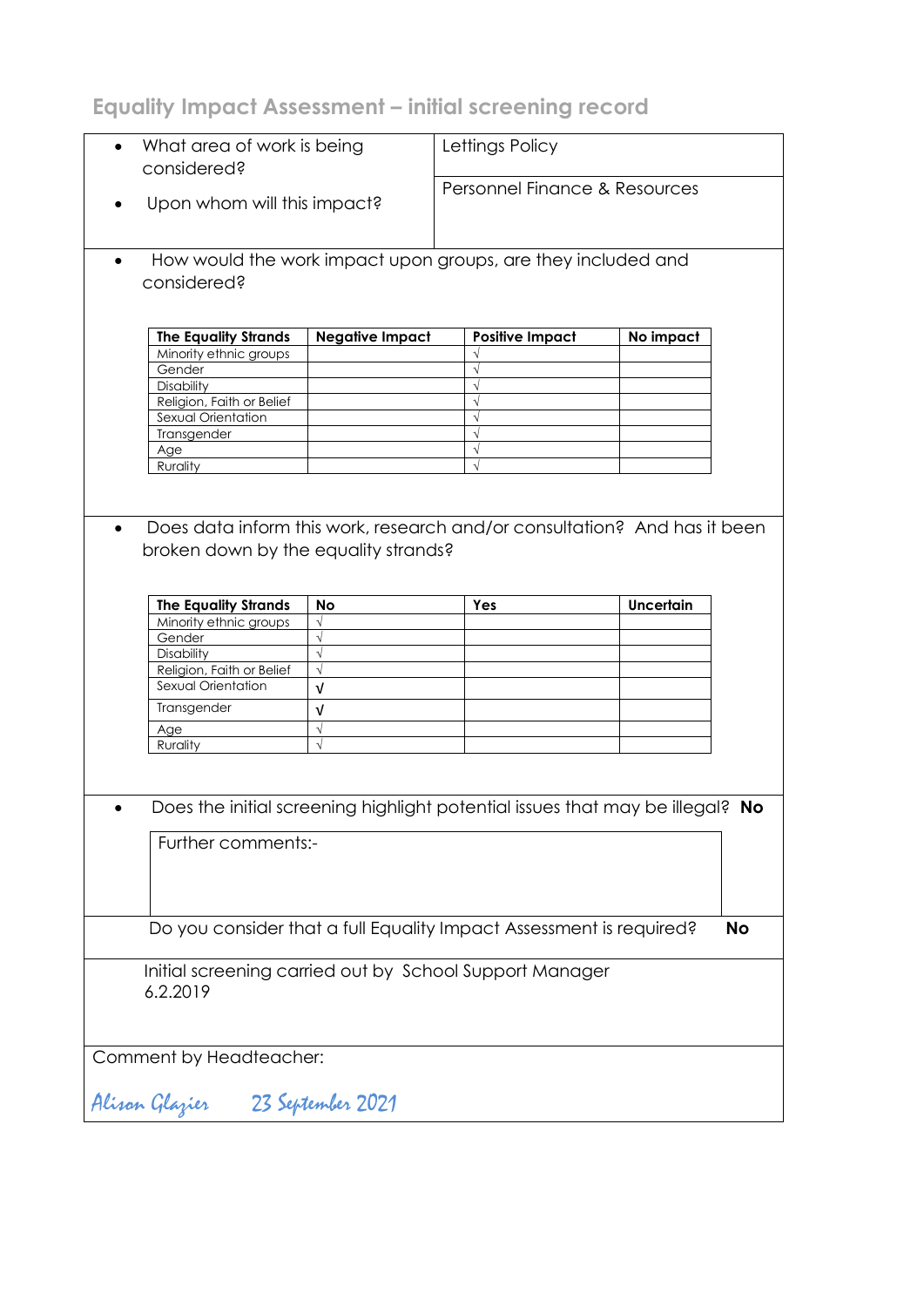## Equality Impact Assessment – initial screening record

- What area of work is being considered? — Lettings Policy
- Upon whom will this impact? — Personnel Finance & Resources

- How would the work impact upon groups, are they included and considered?

| The Equality Strands | Negative Impact | Positive Impact | No impact |
|---|---|---|---|
| Minority ethnic groups | | √ | |
| Gender | | √ | |
| Disability | | √ | |
| Religion, Faith or Belief | | √ | |
| Sexual Orientation | | √ | |
| Transgender | | √ | |
| Age | | √ | |
| Rurality | | √ | |

- Does data inform this work, research and/or consultation? And has it been broken down by the equality strands?

| The Equality Strands | No | Yes | Uncertain |
|---|---|---|---|
| Minority ethnic groups | √ | | |
| Gender | √ | | |
| Disability | √ | | |
| Religion, Faith or Belief | √ | | |
| Sexual Orientation | √ | | |
| Transgender | √ | | |
| Age | √ | | |
| Rurality | √ | | |

- Does the initial screening highlight potential issues that may be illegal? **No**

Further comments:-

Do you consider that a full Equality Impact Assessment is required? **No**

Initial screening carried out by School Support Manager
6.2.2019

Comment by Headteacher:

*Alison Glazier* *23 September 2021*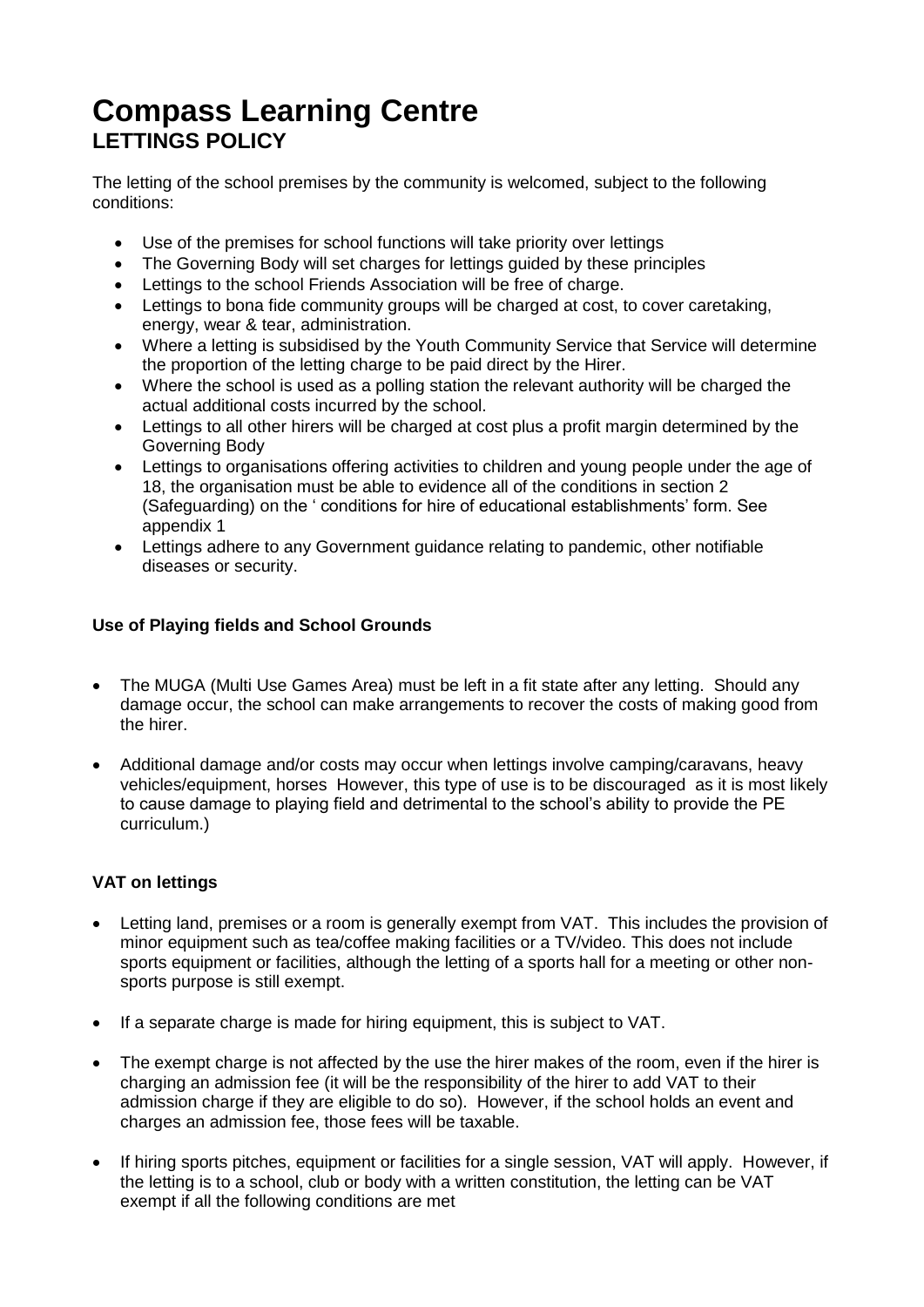# Compass Learning Centre
## LETTINGS POLICY

The letting of the school premises by the community is welcomed, subject to the following conditions:

- Use of the premises for school functions will take priority over lettings
- The Governing Body will set charges for lettings guided by these principles
- Lettings to the school Friends Association will be free of charge.
- Lettings to bona fide community groups will be charged at cost, to cover caretaking, energy, wear & tear, administration.
- Where a letting is subsidised by the Youth Community Service that Service will determine the proportion of the letting charge to be paid direct by the Hirer.
- Where the school is used as a polling station the relevant authority will be charged the actual additional costs incurred by the school.
- Lettings to all other hirers will be charged at cost plus a profit margin determined by the Governing Body
- Lettings to organisations offering activities to children and young people under the age of 18, the organisation must be able to evidence all of the conditions in section 2 (Safeguarding) on the ' conditions for hire of educational establishments' form. See appendix 1
- Lettings adhere to any Government guidance relating to pandemic, other notifiable diseases or security.

### Use of Playing fields and School Grounds

- The MUGA (Multi Use Games Area) must be left in a fit state after any letting. Should any damage occur, the school can make arrangements to recover the costs of making good from the hirer.
- Additional damage and/or costs may occur when lettings involve camping/caravans, heavy vehicles/equipment, horses However, this type of use is to be discouraged as it is most likely to cause damage to playing field and detrimental to the school's ability to provide the PE curriculum.)

### VAT on lettings

- Letting land, premises or a room is generally exempt from VAT. This includes the provision of minor equipment such as tea/coffee making facilities or a TV/video. This does not include sports equipment or facilities, although the letting of a sports hall for a meeting or other non-sports purpose is still exempt.
- If a separate charge is made for hiring equipment, this is subject to VAT.
- The exempt charge is not affected by the use the hirer makes of the room, even if the hirer is charging an admission fee (it will be the responsibility of the hirer to add VAT to their admission charge if they are eligible to do so). However, if the school holds an event and charges an admission fee, those fees will be taxable.
- If hiring sports pitches, equipment or facilities for a single session, VAT will apply. However, if the letting is to a school, club or body with a written constitution, the letting can be VAT exempt if all the following conditions are met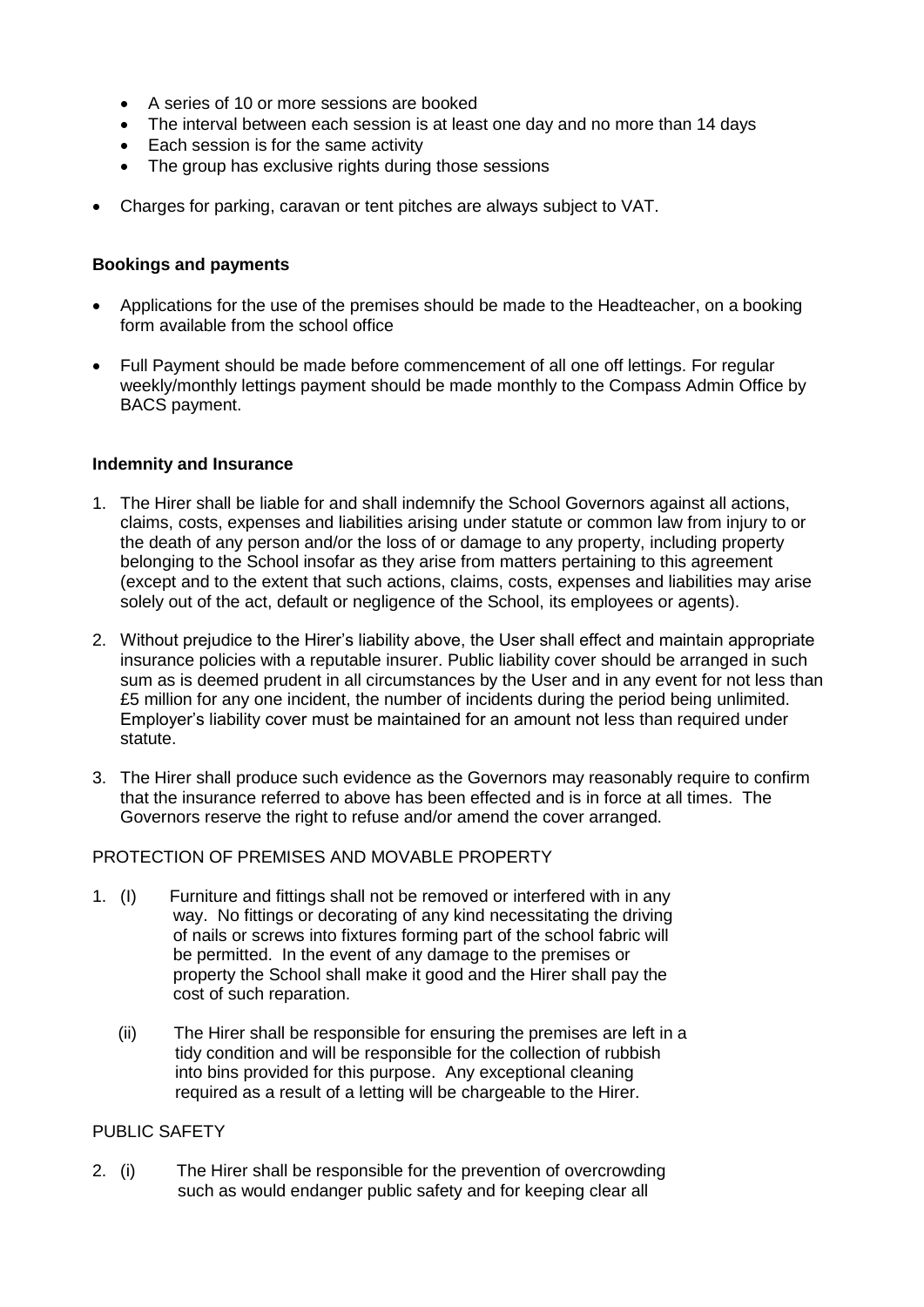- A series of 10 or more sessions are booked
- The interval between each session is at least one day and no more than 14 days
- Each session is for the same activity
- The group has exclusive rights during those sessions

- Charges for parking, caravan or tent pitches are always subject to VAT.

**Bookings and payments**

- Applications for the use of the premises should be made to the Headteacher, on a booking form available from the school office

- Full Payment should be made before commencement of all one off lettings. For regular weekly/monthly lettings payment should be made monthly to the Compass Admin Office by BACS payment.

**Indemnity and Insurance**

1. The Hirer shall be liable for and shall indemnify the School Governors against all actions, claims, costs, expenses and liabilities arising under statute or common law from injury to or the death of any person and/or the loss of or damage to any property, including property belonging to the School insofar as they arise from matters pertaining to this agreement (except and to the extent that such actions, claims, costs, expenses and liabilities may arise solely out of the act, default or negligence of the School, its employees or agents).

2. Without prejudice to the Hirer's liability above, the User shall effect and maintain appropriate insurance policies with a reputable insurer. Public liability cover should be arranged in such sum as is deemed prudent in all circumstances by the User and in any event for not less than £5 million for any one incident, the number of incidents during the period being unlimited. Employer's liability cover must be maintained for an amount not less than required under statute.

3. The Hirer shall produce such evidence as the Governors may reasonably require to confirm that the insurance referred to above has been effected and is in force at all times. The Governors reserve the right to refuse and/or amend the cover arranged.

PROTECTION OF PREMISES AND MOVABLE PROPERTY

1. (I) Furniture and fittings shall not be removed or interfered with in any way. No fittings or decorating of any kind necessitating the driving of nails or screws into fixtures forming part of the school fabric will be permitted. In the event of any damage to the premises or property the School shall make it good and the Hirer shall pay the cost of such reparation.

   (ii) The Hirer shall be responsible for ensuring the premises are left in a tidy condition and will be responsible for the collection of rubbish into bins provided for this purpose. Any exceptional cleaning required as a result of a letting will be chargeable to the Hirer.

PUBLIC SAFETY

2. (i) The Hirer shall be responsible for the prevention of overcrowding such as would endanger public safety and for keeping clear all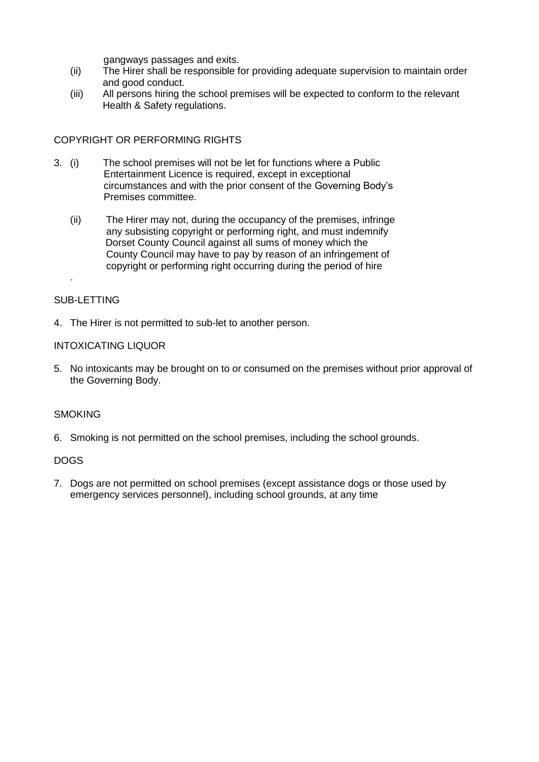gangways passages and exits.

(ii) The Hirer shall be responsible for providing adequate supervision to maintain order and good conduct.

(iii) All persons hiring the school premises will be expected to conform to the relevant Health & Safety regulations.

COPYRIGHT OR PERFORMING RIGHTS

3. (i) The school premises will not be let for functions where a Public Entertainment Licence is required, except in exceptional circumstances and with the prior consent of the Governing Body's Premises committee.

   (ii) The Hirer may not, during the occupancy of the premises, infringe any subsisting copyright or performing right, and must indemnify Dorset County Council against all sums of money which the County Council may have to pay by reason of an infringement of copyright or performing right occurring during the period of hire

.

SUB-LETTING

4. The Hirer is not permitted to sub-let to another person.

INTOXICATING LIQUOR

5. No intoxicants may be brought on to or consumed on the premises without prior approval of the Governing Body.

SMOKING

6. Smoking is not permitted on the school premises, including the school grounds.

DOGS

7. Dogs are not permitted on school premises (except assistance dogs or those used by emergency services personnel), including school grounds, at any time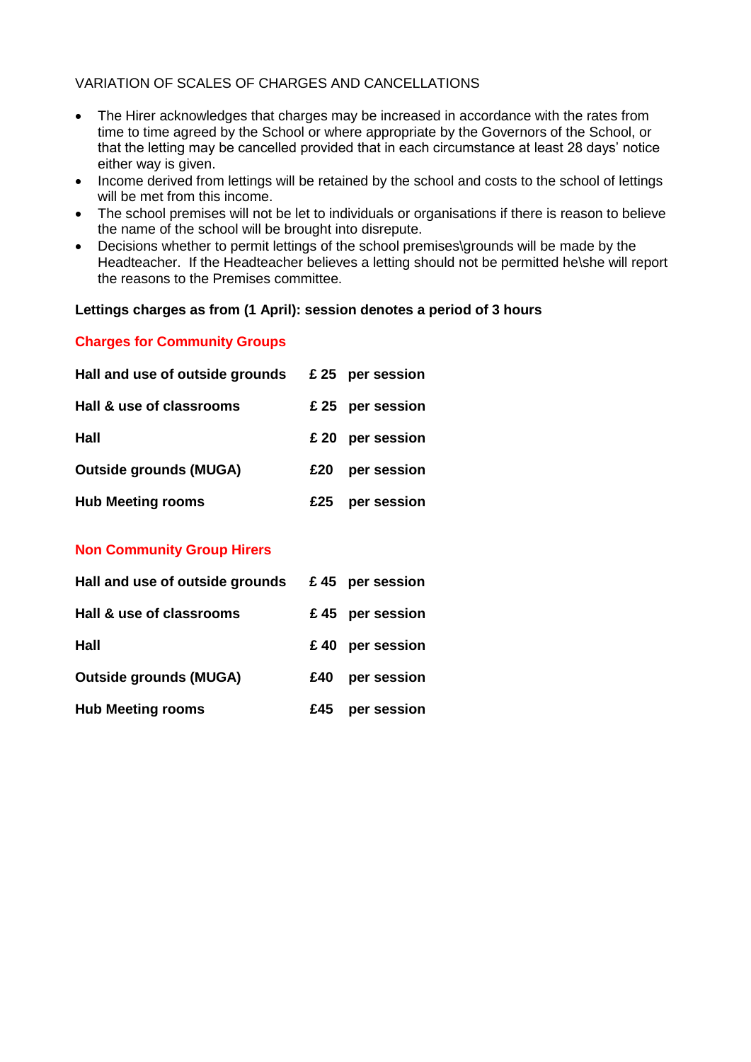VARIATION OF SCALES OF CHARGES AND CANCELLATIONS

- The Hirer acknowledges that charges may be increased in accordance with the rates from time to time agreed by the School or where appropriate by the Governors of the School, or that the letting may be cancelled provided that in each circumstance at least 28 days' notice either way is given.
- Income derived from lettings will be retained by the school and costs to the school of lettings will be met from this income.
- The school premises will not be let to individuals or organisations if there is reason to believe the name of the school will be brought into disrepute.
- Decisions whether to permit lettings of the school premises\grounds will be made by the Headteacher. If the Headteacher believes a letting should not be permitted he\she will report the reasons to the Premises committee.

**Lettings charges as from (1 April): session denotes a period of 3 hours**

**Charges for Community Groups**

| | | |
|---|---|---|
| **Hall and use of outside grounds** | **£ 25** | **per session** |
| **Hall & use of classrooms** | **£ 25** | **per session** |
| **Hall** | **£ 20** | **per session** |
| **Outside grounds (MUGA)** | **£20** | **per session** |
| **Hub Meeting rooms** | **£25** | **per session** |

**Non Community Group Hirers**

| | | |
|---|---|---|
| **Hall and use of outside grounds** | **£ 45** | **per session** |
| **Hall & use of classrooms** | **£ 45** | **per session** |
| **Hall** | **£ 40** | **per session** |
| **Outside grounds (MUGA)** | **£40** | **per session** |
| **Hub Meeting rooms** | **£45** | **per session** |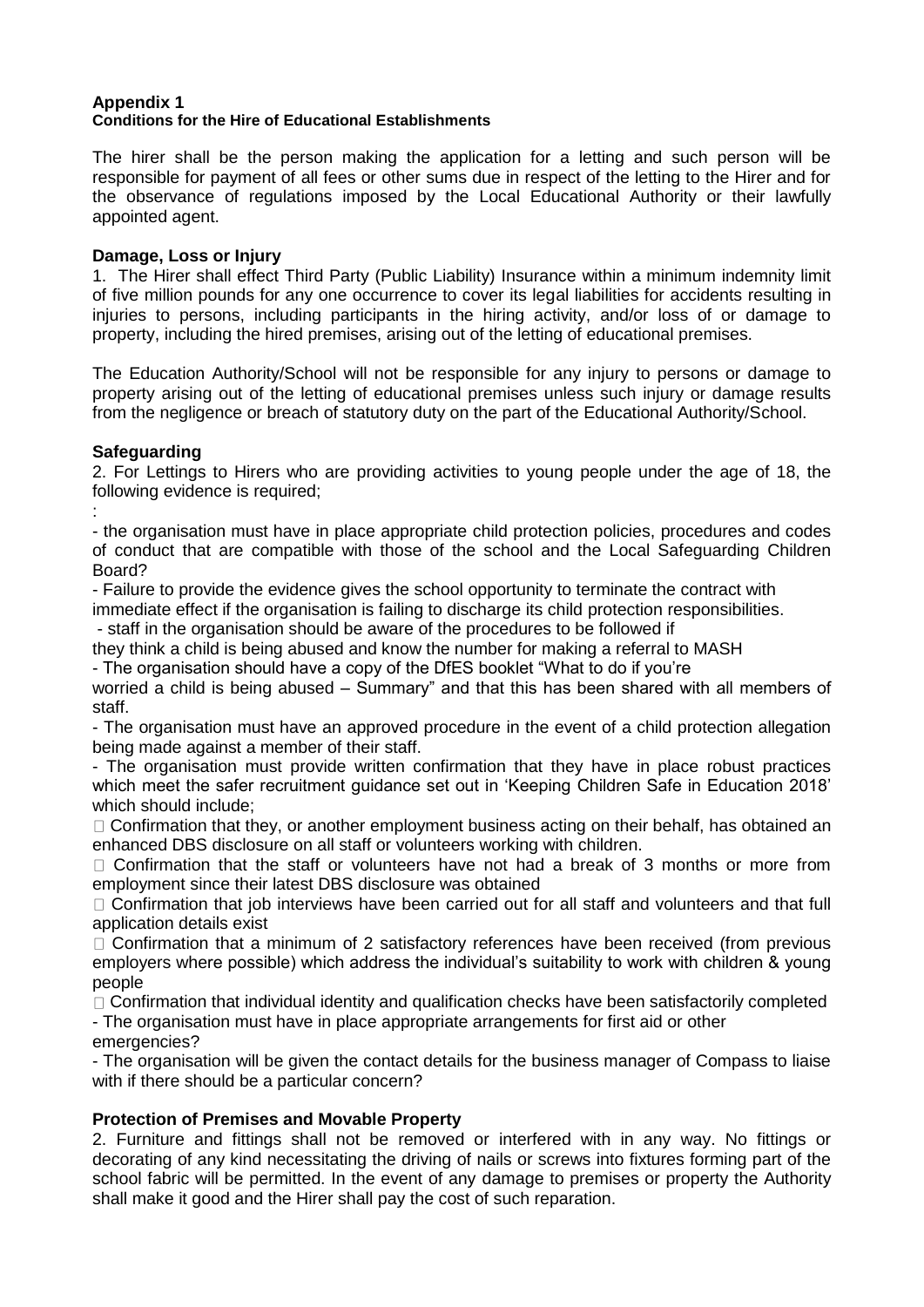**Appendix 1**
**Conditions for the Hire of Educational Establishments**

The hirer shall be the person making the application for a letting and such person will be responsible for payment of all fees or other sums due in respect of the letting to the Hirer and for the observance of regulations imposed by the Local Educational Authority or their lawfully appointed agent.

**Damage, Loss or Injury**

1. The Hirer shall effect Third Party (Public Liability) Insurance within a minimum indemnity limit of five million pounds for any one occurrence to cover its legal liabilities for accidents resulting in injuries to persons, including participants in the hiring activity, and/or loss of or damage to property, including the hired premises, arising out of the letting of educational premises.

The Education Authority/School will not be responsible for any injury to persons or damage to property arising out of the letting of educational premises unless such injury or damage results from the negligence or breach of statutory duty on the part of the Educational Authority/School.

**Safeguarding**

2. For Lettings to Hirers who are providing activities to young people under the age of 18, the following evidence is required;

:

- the organisation must have in place appropriate child protection policies, procedures and codes of conduct that are compatible with those of the school and the Local Safeguarding Children Board?
- Failure to provide the evidence gives the school opportunity to terminate the contract with immediate effect if the organisation is failing to discharge its child protection responsibilities.
- staff in the organisation should be aware of the procedures to be followed if they think a child is being abused and know the number for making a referral to MASH
- The organisation should have a copy of the DfES booklet "What to do if you're worried a child is being abused – Summary" and that this has been shared with all members of staff.
- The organisation must have an approved procedure in the event of a child protection allegation being made against a member of their staff.
- The organisation must provide written confirmation that they have in place robust practices which meet the safer recruitment guidance set out in 'Keeping Children Safe in Education 2018' which should include;
  - Confirmation that they, or another employment business acting on their behalf, has obtained an enhanced DBS disclosure on all staff or volunteers working with children.
  - Confirmation that the staff or volunteers have not had a break of 3 months or more from employment since their latest DBS disclosure was obtained
  - Confirmation that job interviews have been carried out for all staff and volunteers and that full application details exist
  - Confirmation that a minimum of 2 satisfactory references have been received (from previous employers where possible) which address the individual's suitability to work with children & young people
  - Confirmation that individual identity and qualification checks have been satisfactorily completed
- The organisation must have in place appropriate arrangements for first aid or other emergencies?
- The organisation will be given the contact details for the business manager of Compass to liaise with if there should be a particular concern?

**Protection of Premises and Movable Property**

2. Furniture and fittings shall not be removed or interfered with in any way. No fittings or decorating of any kind necessitating the driving of nails or screws into fixtures forming part of the school fabric will be permitted. In the event of any damage to premises or property the Authority shall make it good and the Hirer shall pay the cost of such reparation.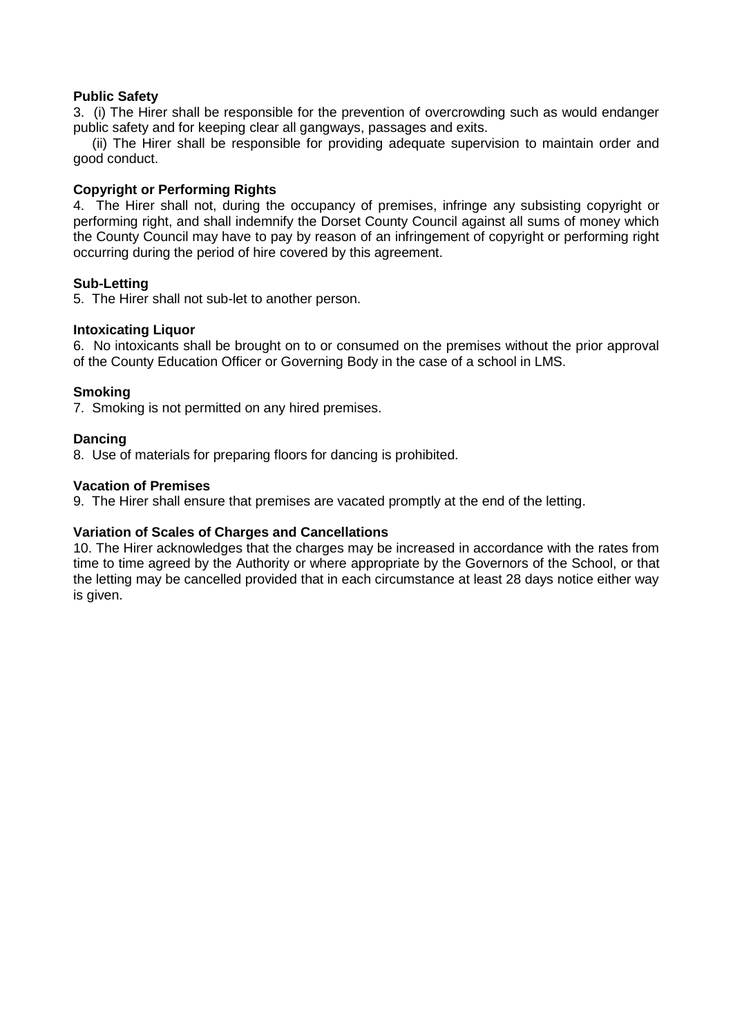**Public Safety**

3. (i) The Hirer shall be responsible for the prevention of overcrowding such as would endanger public safety and for keeping clear all gangways, passages and exits.

(ii) The Hirer shall be responsible for providing adequate supervision to maintain order and good conduct.

**Copyright or Performing Rights**

4. The Hirer shall not, during the occupancy of premises, infringe any subsisting copyright or performing right, and shall indemnify the Dorset County Council against all sums of money which the County Council may have to pay by reason of an infringement of copyright or performing right occurring during the period of hire covered by this agreement.

**Sub-Letting**

5. The Hirer shall not sub-let to another person.

**Intoxicating Liquor**

6. No intoxicants shall be brought on to or consumed on the premises without the prior approval of the County Education Officer or Governing Body in the case of a school in LMS.

**Smoking**

7. Smoking is not permitted on any hired premises.

**Dancing**

8. Use of materials for preparing floors for dancing is prohibited.

**Vacation of Premises**

9. The Hirer shall ensure that premises are vacated promptly at the end of the letting.

**Variation of Scales of Charges and Cancellations**

10. The Hirer acknowledges that the charges may be increased in accordance with the rates from time to time agreed by the Authority or where appropriate by the Governors of the School, or that the letting may be cancelled provided that in each circumstance at least 28 days notice either way is given.